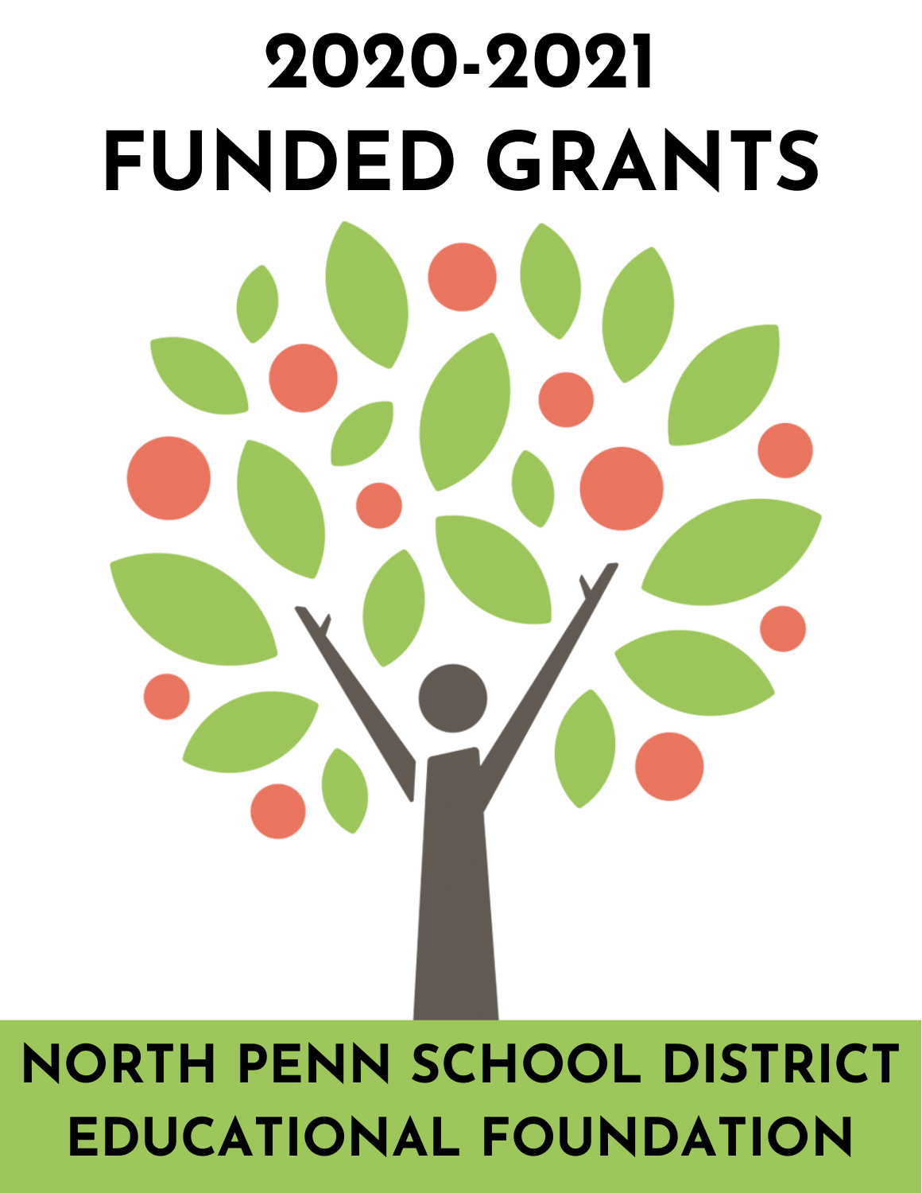# 2020-2021 FUNDED GRANTS

NORTH PENN SCHOOL DISTRICT EDUCATIONAL FOUNDATION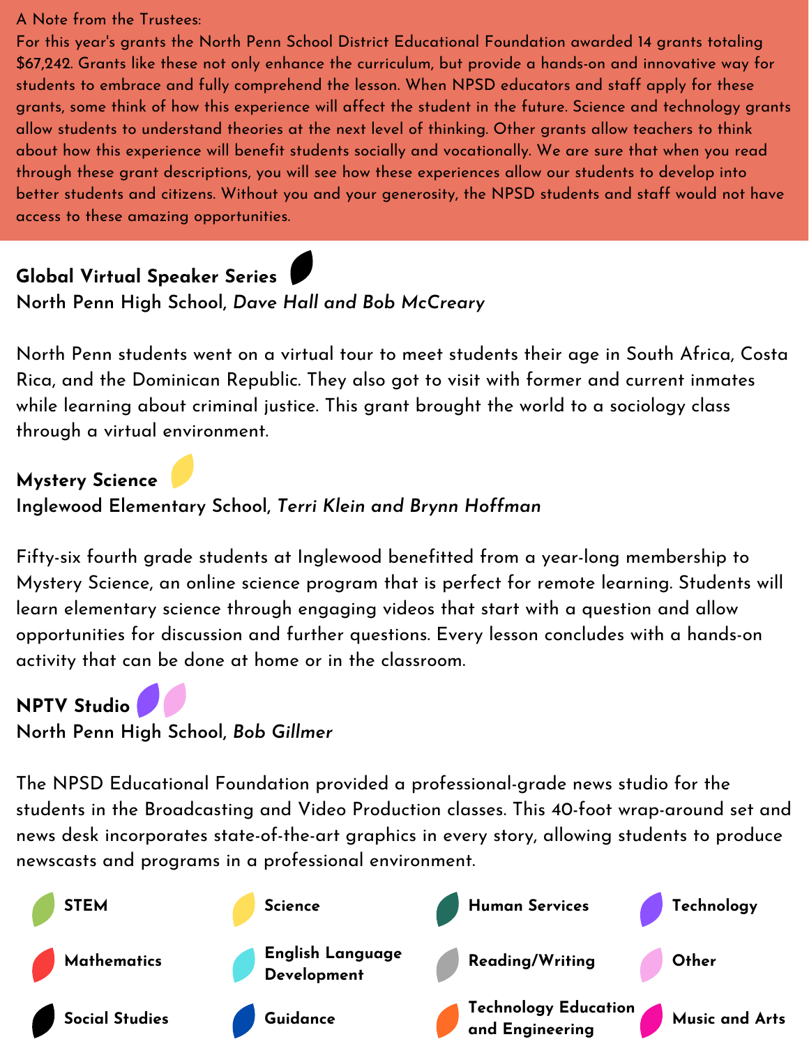A Note from the Trustees:

For this year's grants the North Penn School District Educational Foundation awarded 14 grants totaling $67,242. Grants like these not only enhance the curriculum, but provide a hands-on and innovative way for students to embrace and fully comprehend the lesson. When NPSD educators and staff apply for these grants, some think of how this experience will affect the student in the future. Science and technology grants allow students to understand theories at the next level of thinking. Other grants allow teachers to think about how this experience will benefit students socially and vocationally. We are sure that when you read through these grant descriptions, you will see how these experiences allow our students to develop into better students and citizens. Without you and your generosity, the NPSD students and staff would not have access to these amazing opportunities.

**Global Virtual Speaker Series**
**North Penn High School, *Dave Hall and Bob McCreary***

North Penn students went on a virtual tour to meet students their age in South Africa, Costa Rica, and the Dominican Republic. They also got to visit with former and current inmates while learning about criminal justice. This grant brought the world to a sociology class through a virtual environment.

**Mystery Science**
**Inglewood Elementary School, *Terri Klein and Brynn Hoffman***

Fifty-six fourth grade students at Inglewood benefitted from a year-long membership to Mystery Science, an online science program that is perfect for remote learning. Students will learn elementary science through engaging videos that start with a question and allow opportunities for discussion and further questions. Every lesson concludes with a hands-on activity that can be done at home or in the classroom.

**NPTV Studio**
**North Penn High School, *Bob Gillmer***

The NPSD Educational Foundation provided a professional-grade news studio for the students in the Broadcasting and Video Production classes. This 40-foot wrap-around set and news desk incorporates state-of-the-art graphics in every story, allowing students to produce newscasts and programs in a professional environment.

| | | | |
|---|---|---|---|
| STEM | Science | Human Services | Technology |
| Mathematics | English Language Development | Reading/Writing | Other |
| Social Studies | Guidance | Technology Education and Engineering | Music and Arts |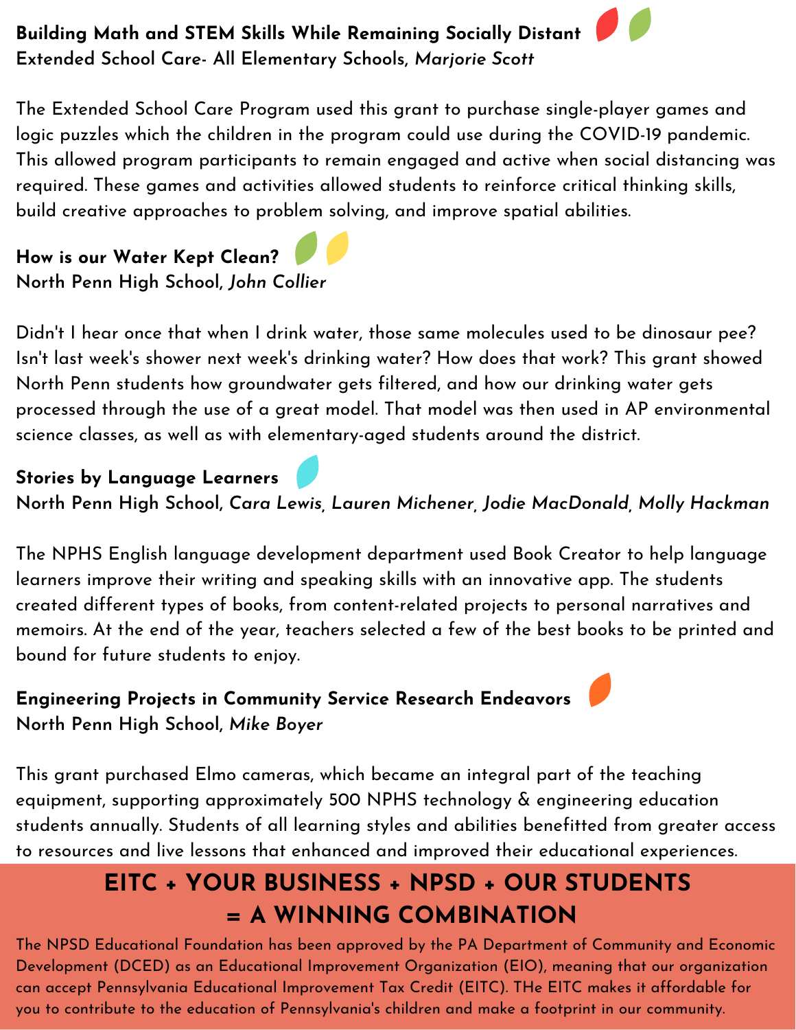**Building Math and STEM Skills While Remaining Socially Distant**
**Extended School Care- All Elementary Schools, *Marjorie Scott***

The Extended School Care Program used this grant to purchase single-player games and logic puzzles which the children in the program could use during the COVID-19 pandemic. This allowed program participants to remain engaged and active when social distancing was required. These games and activities allowed students to reinforce critical thinking skills, build creative approaches to problem solving, and improve spatial abilities.

**How is our Water Kept Clean?**
**North Penn High School, *John Collier***

Didn't I hear once that when I drink water, those same molecules used to be dinosaur pee? Isn't last week's shower next week's drinking water? How does that work? This grant showed North Penn students how groundwater gets filtered, and how our drinking water gets processed through the use of a great model. That model was then used in AP environmental science classes, as well as with elementary-aged students around the district.

**Stories by Language Learners**
**North Penn High School, *Cara Lewis*, *Lauren Michener*, *Jodie MacDonald*, *Molly Hackman***

The NPHS English language development department used Book Creator to help language learners improve their writing and speaking skills with an innovative app. The students created different types of books, from content-related projects to personal narratives and memoirs. At the end of the year, teachers selected a few of the best books to be printed and bound for future students to enjoy.

**Engineering Projects in Community Service Research Endeavors**
**North Penn High School, *Mike Boyer***

This grant purchased Elmo cameras, which became an integral part of the teaching equipment, supporting approximately 500 NPHS technology & engineering education students annually. Students of all learning styles and abilities benefitted from greater access to resources and live lessons that enhanced and improved their educational experiences.

## EITC + YOUR BUSINESS + NPSD + OUR STUDENTS = A WINNING COMBINATION

The NPSD Educational Foundation has been approved by the PA Department of Community and Economic Development (DCED) as an Educational Improvement Organization (EIO), meaning that our organization can accept Pennsylvania Educational Improvement Tax Credit (EITC). THe EITC makes it affordable for you to contribute to the education of Pennsylvania's children and make a footprint in our community.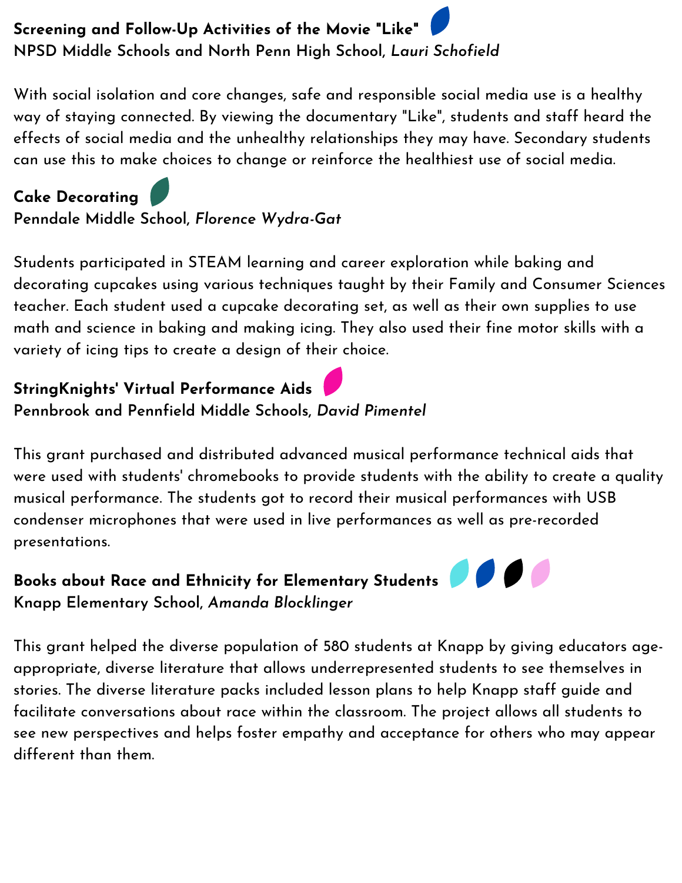**Screening and Follow-Up Activities of the Movie "Like"**
**NPSD Middle Schools and North Penn High School,** ***Lauri Schofield***

With social isolation and core changes, safe and responsible social media use is a healthy way of staying connected. By viewing the documentary "Like", students and staff heard the effects of social media and the unhealthy relationships they may have. Secondary students can use this to make choices to change or reinforce the healthiest use of social media.

**Cake Decorating**
**Penndale Middle School,** ***Florence Wydra-Gat***

Students participated in STEAM learning and career exploration while baking and decorating cupcakes using various techniques taught by their Family and Consumer Sciences teacher. Each student used a cupcake decorating set, as well as their own supplies to use math and science in baking and making icing. They also used their fine motor skills with a variety of icing tips to create a design of their choice.

**StringKnights' Virtual Performance Aids**
**Pennbrook and Pennfield Middle Schools,** ***David Pimentel***

This grant purchased and distributed advanced musical performance technical aids that were used with students' chromebooks to provide students with the ability to create a quality musical performance. The students got to record their musical performances with USB condenser microphones that were used in live performances as well as pre-recorded presentations.

**Books about Race and Ethnicity for Elementary Students**
**Knapp Elementary School,** ***Amanda Blocklinger***

This grant helped the diverse population of 580 students at Knapp by giving educators age-appropriate, diverse literature that allows underrepresented students to see themselves in stories. The diverse literature packs included lesson plans to help Knapp staff guide and facilitate conversations about race within the classroom. The project allows all students to see new perspectives and helps foster empathy and acceptance for others who may appear different than them.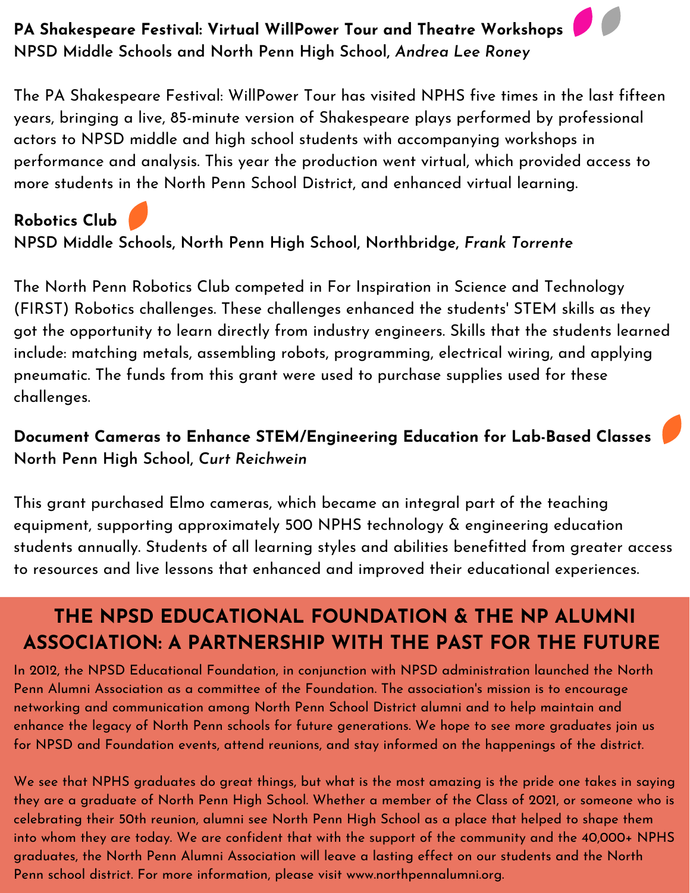**PA Shakespeare Festival: Virtual WillPower Tour and Theatre Workshops**
**NPSD Middle Schools and North Penn High School, *Andrea Lee Roney***

The PA Shakespeare Festival: WillPower Tour has visited NPHS five times in the last fifteen years, bringing a live, 85-minute version of Shakespeare plays performed by professional actors to NPSD middle and high school students with accompanying workshops in performance and analysis. This year the production went virtual, which provided access to more students in the North Penn School District, and enhanced virtual learning.

**Robotics Club**
**NPSD Middle Schools, North Penn High School, Northbridge, *Frank Torrente***

The North Penn Robotics Club competed in For Inspiration in Science and Technology (FIRST) Robotics challenges. These challenges enhanced the students' STEM skills as they got the opportunity to learn directly from industry engineers. Skills that the students learned include: matching metals, assembling robots, programming, electrical wiring, and applying pneumatic. The funds from this grant were used to purchase supplies used for these challenges.

**Document Cameras to Enhance STEM/Engineering Education for Lab-Based Classes**
**North Penn High School, *Curt Reichwein***

This grant purchased Elmo cameras, which became an integral part of the teaching equipment, supporting approximately 500 NPHS technology & engineering education students annually. Students of all learning styles and abilities benefitted from greater access to resources and live lessons that enhanced and improved their educational experiences.

## THE NPSD EDUCATIONAL FOUNDATION & THE NP ALUMNI ASSOCIATION: A PARTNERSHIP WITH THE PAST FOR THE FUTURE

In 2012, the NPSD Educational Foundation, in conjunction with NPSD administration launched the North Penn Alumni Association as a committee of the Foundation. The association's mission is to encourage networking and communication among North Penn School District alumni and to help maintain and enhance the legacy of North Penn schools for future generations. We hope to see more graduates join us for NPSD and Foundation events, attend reunions, and stay informed on the happenings of the district.

We see that NPHS graduates do great things, but what is the most amazing is the pride one takes in saying they are a graduate of North Penn High School. Whether a member of the Class of 2021, or someone who is celebrating their 50th reunion, alumni see North Penn High School as a place that helped to shape them into whom they are today. We are confident that with the support of the community and the 40,000+ NPHS graduates, the North Penn Alumni Association will leave a lasting effect on our students and the North Penn school district. For more information, please visit www.northpennalumni.org.